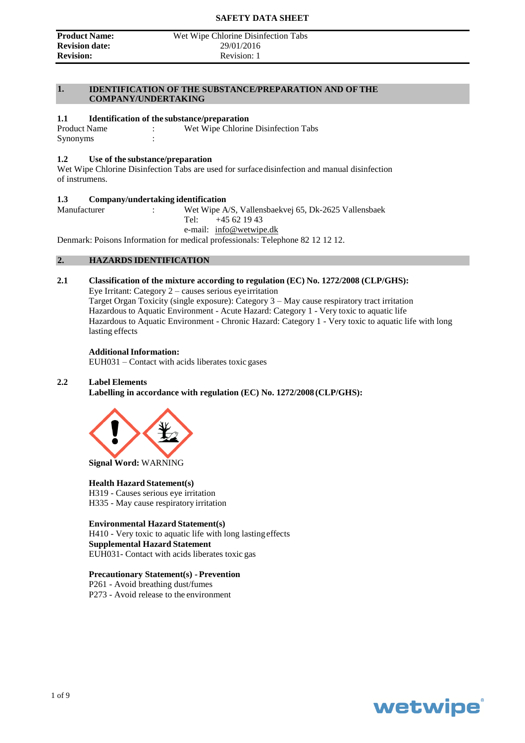# SAFETY DATA SHEET

| **Product Name:** | Wet Wipe Chlorine Disinfection Tabs |
|---|---|
| **Revision date:** | 29/01/2016 |
| **Revision:** | Revision: 1 |

## 1. IDENTIFICATION OF THE SUBSTANCE/PREPARATION AND OF THE COMPANY/UNDERTAKING

### 1.1 Identification of the substance/preparation

Product Name : Wet Wipe Chlorine Disinfection Tabs
Synonyms :

### 1.2 Use of the substance/preparation

Wet Wipe Chlorine Disinfection Tabs are used for surface disinfection and manual disinfection of instrumens.

### 1.3 Company/undertaking identification

Manufacturer : Wet Wipe A/S, Vallensbaekvej 65, Dk-2625 Vallensbaek
Tel: +45 62 19 43
e-mail: info@wetwipe.dk

Denmark: Poisons Information for medical professionals: Telephone 82 12 12 12.

## 2. HAZARDS IDENTIFICATION

### 2.1 Classification of the mixture according to regulation (EC) No. 1272/2008 (CLP/GHS):

Eye Irritant: Category 2 – causes serious eye irritation
Target Organ Toxicity (single exposure): Category 3 – May cause respiratory tract irritation
Hazardous to Aquatic Environment - Acute Hazard: Category 1 - Very toxic to aquatic life
Hazardous to Aquatic Environment - Chronic Hazard: Category 1 - Very toxic to aquatic life with long lasting effects

**Additional Information:**
EUH031 – Contact with acids liberates toxic gases

### 2.2 Label Elements

**Labelling in accordance with regulation (EC) No. 1272/2008 (CLP/GHS):**

**Signal Word:** WARNING

**Health Hazard Statement(s)**
H319 - Causes serious eye irritation
H335 - May cause respiratory irritation

**Environmental Hazard Statement(s)**
H410 - Very toxic to aquatic life with long lasting effects
**Supplemental Hazard Statement**
EUH031- Contact with acids liberates toxic gas

**Precautionary Statement(s) - Prevention**
P261 - Avoid breathing dust/fumes
P273 - Avoid release to the environment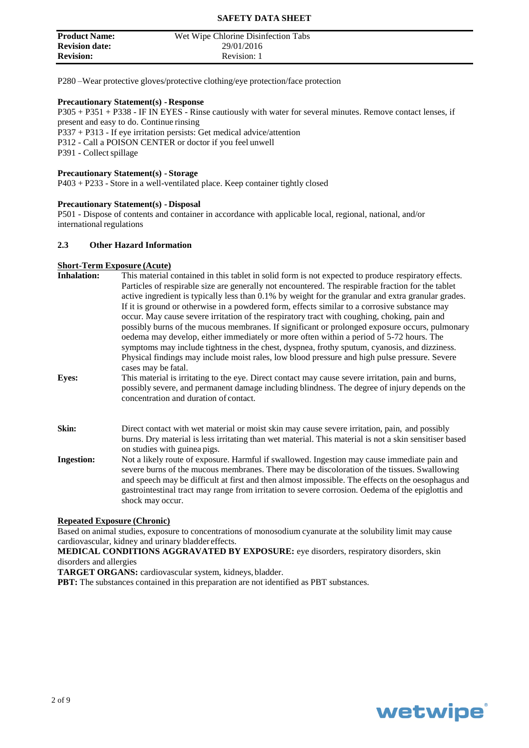P280 –Wear protective gloves/protective clothing/eye protection/face protection

**Precautionary Statement(s) - Response**

P305 + P351 + P338 - IF IN EYES - Rinse cautiously with water for several minutes. Remove contact lenses, if present and easy to do. Continue rinsing

P337 + P313 - If eye irritation persists: Get medical advice/attention

P312 - Call a POISON CENTER or doctor if you feel unwell

P391 - Collect spillage

**Precautionary Statement(s) - Storage**

P403 + P233 - Store in a well-ventilated place. Keep container tightly closed

**Precautionary Statement(s) - Disposal**

P501 - Dispose of contents and container in accordance with applicable local, regional, national, and/or international regulations

### 2.3 Other Hazard Information

**Short-Term Exposure (Acute)**

**Inhalation:** This material contained in this tablet in solid form is not expected to produce respiratory effects. Particles of respirable size are generally not encountered. The respirable fraction for the tablet active ingredient is typically less than 0.1% by weight for the granular and extra granular grades. If it is ground or otherwise in a powdered form, effects similar to a corrosive substance may occur. May cause severe irritation of the respiratory tract with coughing, choking, pain and possibly burns of the mucous membranes. If significant or prolonged exposure occurs, pulmonary oedema may develop, either immediately or more often within a period of 5-72 hours. The symptoms may include tightness in the chest, dyspnea, frothy sputum, cyanosis, and dizziness. Physical findings may include moist rales, low blood pressure and high pulse pressure. Severe cases may be fatal.

**Eyes:** This material is irritating to the eye. Direct contact may cause severe irritation, pain and burns, possibly severe, and permanent damage including blindness. The degree of injury depends on the concentration and duration of contact.

**Skin:** Direct contact with wet material or moist skin may cause severe irritation, pain, and possibly burns. Dry material is less irritating than wet material. This material is not a skin sensitiser based on studies with guinea pigs.

**Ingestion:** Not a likely route of exposure. Harmful if swallowed. Ingestion may cause immediate pain and severe burns of the mucous membranes. There may be discoloration of the tissues. Swallowing and speech may be difficult at first and then almost impossible. The effects on the oesophagus and gastrointestinal tract may range from irritation to severe corrosion. Oedema of the epiglottis and shock may occur.

**Repeated Exposure (Chronic)**

Based on animal studies, exposure to concentrations of monosodium cyanurate at the solubility limit may cause cardiovascular, kidney and urinary bladder effects.

**MEDICAL CONDITIONS AGGRAVATED BY EXPOSURE:** eye disorders, respiratory disorders, skin disorders and allergies

**TARGET ORGANS:** cardiovascular system, kidneys, bladder.

**PBT:** The substances contained in this preparation are not identified as PBT substances.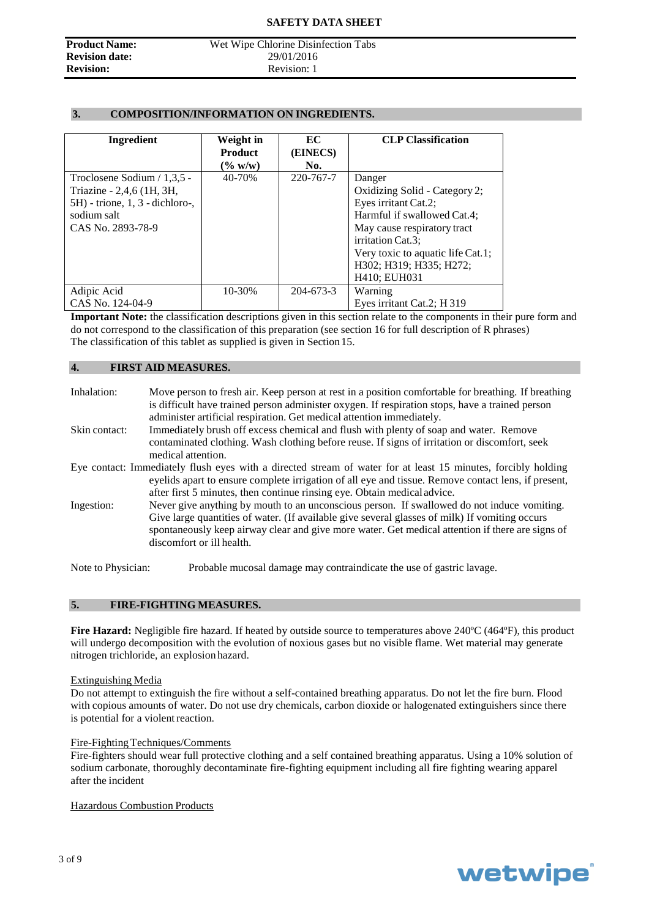| **Product Name:** | Wet Wipe Chlorine Disinfection Tabs |
|---|---|
| **Revision date:** | 29/01/2016 |
| **Revision:** | Revision: 1 |

## 3. COMPOSITION/INFORMATION ON INGREDIENTS.

| Ingredient | Weight in Product (% w/w) | EC (EINECS) No. | CLP Classification |
|---|---|---|---|
| Troclosene Sodium / 1,3,5 - Triazine - 2,4,6 (1H, 3H, 5H) - trione, 1, 3 - dichloro-, sodium salt CAS No. 2893-78-9 | 40-70% | 220-767-7 | Danger Oxidizing Solid - Category 2; Eyes irritant Cat.2; Harmful if swallowed Cat.4; May cause respiratory tract irritation Cat.3; Very toxic to aquatic life Cat.1; H302; H319; H335; H272; H410; EUH031 |
| Adipic Acid CAS No. 124-04-9 | 10-30% | 204-673-3 | Warning Eyes irritant Cat.2; H 319 |

**Important Note:** the classification descriptions given in this section relate to the components in their pure form and do not correspond to the classification of this preparation (see section 16 for full description of R phrases)
The classification of this tablet as supplied is given in Section 15.

## 4. FIRST AID MEASURES.

Inhalation: Move person to fresh air. Keep person at rest in a position comfortable for breathing. If breathing is difficult have trained person administer oxygen. If respiration stops, have a trained person administer artificial respiration. Get medical attention immediately.

Skin contact: Immediately brush off excess chemical and flush with plenty of soap and water. Remove contaminated clothing. Wash clothing before reuse. If signs of irritation or discomfort, seek medical attention.

Eye contact: Immediately flush eyes with a directed stream of water for at least 15 minutes, forcibly holding eyelids apart to ensure complete irrigation of all eye and tissue. Remove contact lens, if present, after first 5 minutes, then continue rinsing eye. Obtain medical advice.

Ingestion: Never give anything by mouth to an unconscious person. If swallowed do not induce vomiting. Give large quantities of water. (If available give several glasses of milk) If vomiting occurs spontaneously keep airway clear and give more water. Get medical attention if there are signs of discomfort or ill health.

Note to Physician: Probable mucosal damage may contraindicate the use of gastric lavage.

## 5. FIRE-FIGHTING MEASURES.

**Fire Hazard:** Negligible fire hazard. If heated by outside source to temperatures above 240ºC (464ºF), this product will undergo decomposition with the evolution of noxious gases but no visible flame. Wet material may generate nitrogen trichloride, an explosion hazard.

Extinguishing Media

Do not attempt to extinguish the fire without a self-contained breathing apparatus. Do not let the fire burn. Flood with copious amounts of water. Do not use dry chemicals, carbon dioxide or halogenated extinguishers since there is potential for a violent reaction.

Fire-Fighting Techniques/Comments

Fire-fighters should wear full protective clothing and a self contained breathing apparatus. Using a 10% solution of sodium carbonate, thoroughly decontaminate fire-fighting equipment including all fire fighting wearing apparel after the incident

Hazardous Combustion Products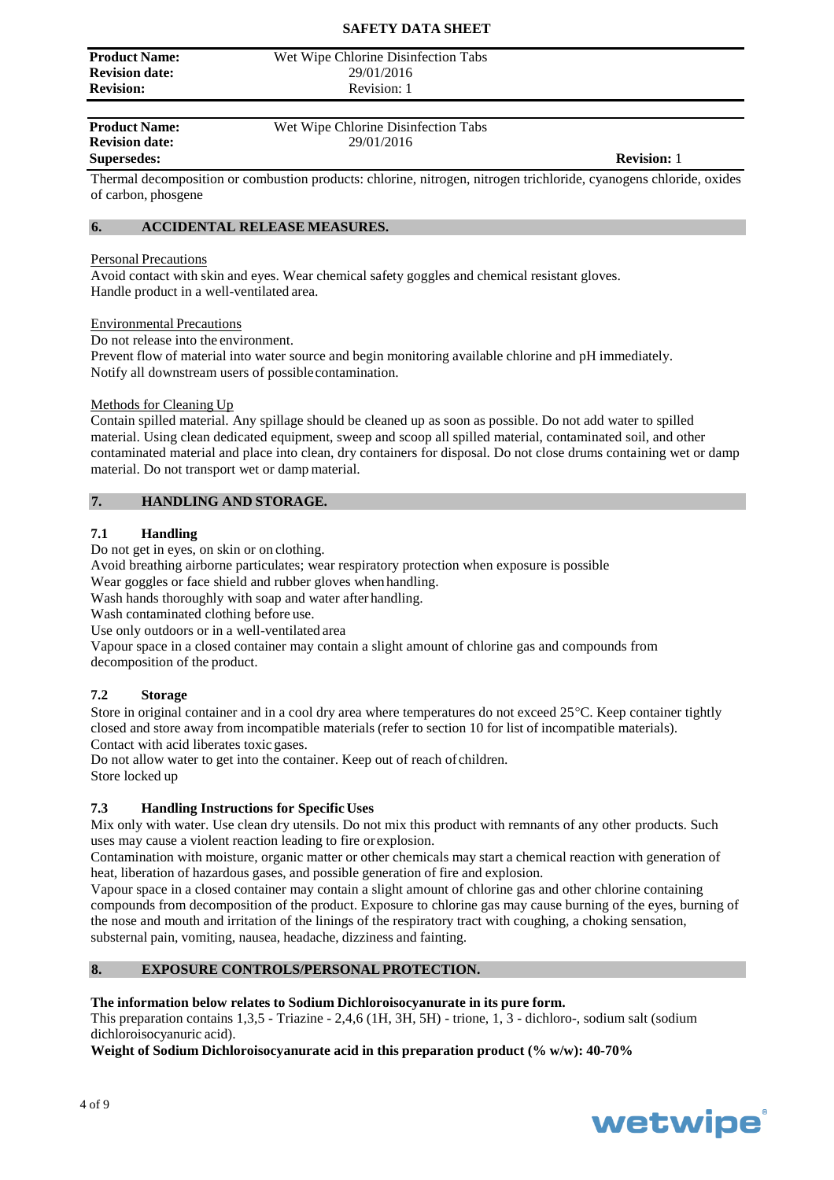Thermal decomposition or combustion products: chlorine, nitrogen, nitrogen trichloride, cyanogens chloride, oxides of carbon, phosgene

## 6. ACCIDENTAL RELEASE MEASURES.

Personal Precautions

Avoid contact with skin and eyes. Wear chemical safety goggles and chemical resistant gloves. Handle product in a well-ventilated area.

Environmental Precautions

Do not release into the environment.
Prevent flow of material into water source and begin monitoring available chlorine and pH immediately.
Notify all downstream users of possible contamination.

Methods for Cleaning Up

Contain spilled material. Any spillage should be cleaned up as soon as possible. Do not add water to spilled material. Using clean dedicated equipment, sweep and scoop all spilled material, contaminated soil, and other contaminated material and place into clean, dry containers for disposal. Do not close drums containing wet or damp material. Do not transport wet or damp material.

## 7. HANDLING AND STORAGE.

### 7.1 Handling

Do not get in eyes, on skin or on clothing.
Avoid breathing airborne particulates; wear respiratory protection when exposure is possible
Wear goggles or face shield and rubber gloves when handling.
Wash hands thoroughly with soap and water after handling.
Wash contaminated clothing before use.
Use only outdoors or in a well-ventilated area
Vapour space in a closed container may contain a slight amount of chlorine gas and compounds from decomposition of the product.

### 7.2 Storage

Store in original container and in a cool dry area where temperatures do not exceed 25°C. Keep container tightly closed and store away from incompatible materials (refer to section 10 for list of incompatible materials).
Contact with acid liberates toxic gases.
Do not allow water to get into the container. Keep out of reach of children.
Store locked up

### 7.3 Handling Instructions for Specific Uses

Mix only with water. Use clean dry utensils. Do not mix this product with remnants of any other products. Such uses may cause a violent reaction leading to fire or explosion.
Contamination with moisture, organic matter or other chemicals may start a chemical reaction with generation of heat, liberation of hazardous gases, and possible generation of fire and explosion.
Vapour space in a closed container may contain a slight amount of chlorine gas and other chlorine containing compounds from decomposition of the product. Exposure to chlorine gas may cause burning of the eyes, burning of the nose and mouth and irritation of the linings of the respiratory tract with coughing, a choking sensation, substernal pain, vomiting, nausea, headache, dizziness and fainting.

## 8. EXPOSURE CONTROLS/PERSONAL PROTECTION.

**The information below relates to Sodium Dichloroisocyanurate in its pure form.**
This preparation contains 1,3,5 - Triazine - 2,4,6 (1H, 3H, 5H) - trione, 1, 3 - dichloro-, sodium salt (sodium dichloroisocyanuric acid).
**Weight of Sodium Dichloroisocyanurate acid in this preparation product (% w/w): 40-70%**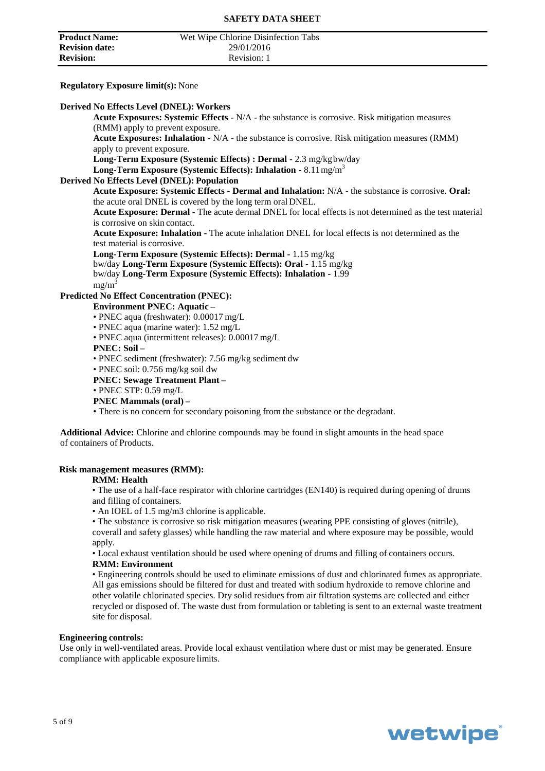| **Product Name:** | Wet Wipe Chlorine Disinfection Tabs |
| --- | --- |
| **Revision date:** | 29/01/2016 |
| **Revision:** | Revision: 1 |

**Regulatory Exposure limit(s):** None

**Derived No Effects Level (DNEL): Workers**

**Acute Exposures: Systemic Effects -** N/A - the substance is corrosive. Risk mitigation measures (RMM) apply to prevent exposure.
**Acute Exposures: Inhalation -** N/A - the substance is corrosive. Risk mitigation measures (RMM) apply to prevent exposure.
**Long-Term Exposure (Systemic Effects) : Dermal -** 2.3 mg/kg bw/day
**Long-Term Exposure (Systemic Effects): Inhalation -** 8.11 mg/m$^3$

**Derived No Effects Level (DNEL): Population**

**Acute Exposure: Systemic Effects - Dermal and Inhalation:** N/A - the substance is corrosive. **Oral:** the acute oral DNEL is covered by the long term oral DNEL.
**Acute Exposure: Dermal -** The acute dermal DNEL for local effects is not determined as the test material is corrosive on skin contact.
**Acute Exposure: Inhalation -** The acute inhalation DNEL for local effects is not determined as the test material is corrosive.
**Long-Term Exposure (Systemic Effects): Dermal -** 1.15 mg/kg bw/day **Long-Term Exposure (Systemic Effects): Oral -** 1.15 mg/kg bw/day **Long-Term Exposure (Systemic Effects): Inhalation -** 1.99 mg/m$^3$

**Predicted No Effect Concentration (PNEC):**

**Environment PNEC: Aquatic –**

- PNEC aqua (freshwater): 0.00017 mg/L
- PNEC aqua (marine water): 1.52 mg/L
- PNEC aqua (intermittent releases): 0.00017 mg/L

**PNEC: Soil –**

- PNEC sediment (freshwater): 7.56 mg/kg sediment dw
- PNEC soil: 0.756 mg/kg soil dw

**PNEC: Sewage Treatment Plant –**

- PNEC STP: 0.59 mg/L

**PNEC Mammals (oral) –**

- There is no concern for secondary poisoning from the substance or the degradant.

**Additional Advice:** Chlorine and chlorine compounds may be found in slight amounts in the head space of containers of Products.

**Risk management measures (RMM):**

**RMM: Health**

- The use of a half-face respirator with chlorine cartridges (EN140) is required during opening of drums and filling of containers.
- An IOEL of 1.5 mg/m3 chlorine is applicable.
- The substance is corrosive so risk mitigation measures (wearing PPE consisting of gloves (nitrile), coverall and safety glasses) while handling the raw material and where exposure may be possible, would apply.
- Local exhaust ventilation should be used where opening of drums and filling of containers occurs.

**RMM: Environment**

- Engineering controls should be used to eliminate emissions of dust and chlorinated fumes as appropriate. All gas emissions should be filtered for dust and treated with sodium hydroxide to remove chlorine and other volatile chlorinated species. Dry solid residues from air filtration systems are collected and either recycled or disposed of. The waste dust from formulation or tableting is sent to an external waste treatment site for disposal.

**Engineering controls:**

Use only in well-ventilated areas. Provide local exhaust ventilation where dust or mist may be generated. Ensure compliance with applicable exposure limits.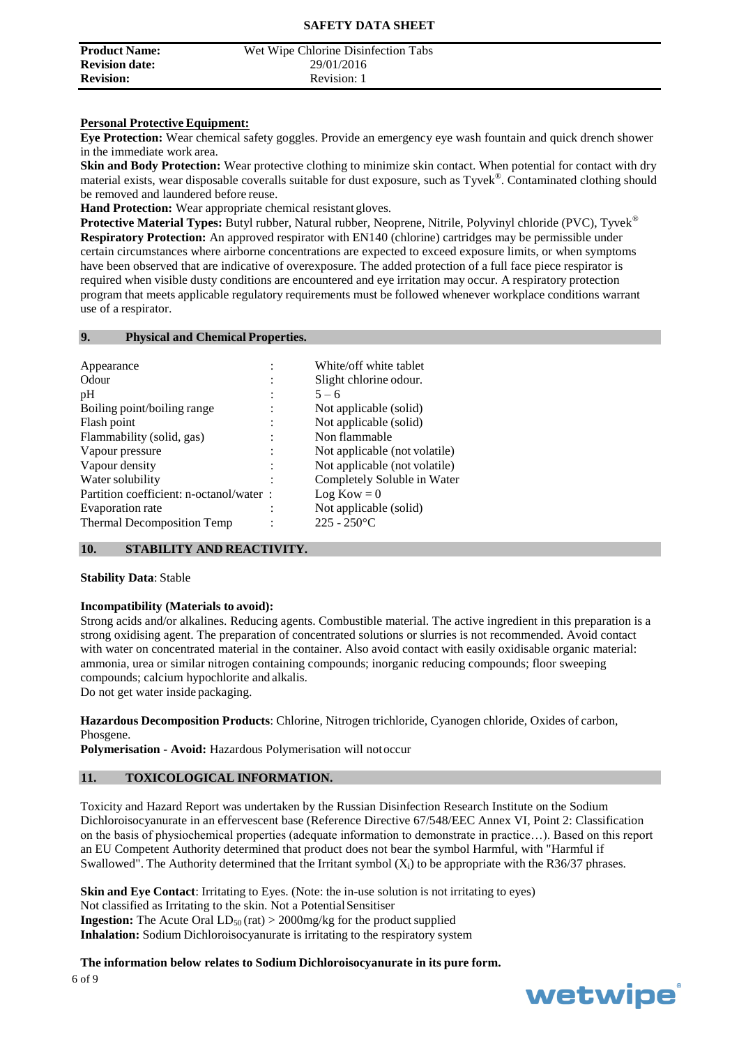**Personal Protective Equipment:**

**Eye Protection:** Wear chemical safety goggles. Provide an emergency eye wash fountain and quick drench shower in the immediate work area.

**Skin and Body Protection:** Wear protective clothing to minimize skin contact. When potential for contact with dry material exists, wear disposable coveralls suitable for dust exposure, such as Tyvek®. Contaminated clothing should be removed and laundered before reuse.

**Hand Protection:** Wear appropriate chemical resistant gloves.

**Protective Material Types:** Butyl rubber, Natural rubber, Neoprene, Nitrile, Polyvinyl chloride (PVC), Tyvek®

**Respiratory Protection:** An approved respirator with EN140 (chlorine) cartridges may be permissible under certain circumstances where airborne concentrations are expected to exceed exposure limits, or when symptoms have been observed that are indicative of overexposure. The added protection of a full face piece respirator is required when visible dusty conditions are encountered and eye irritation may occur. A respiratory protection program that meets applicable regulatory requirements must be followed whenever workplace conditions warrant use of a respirator.

## 9. Physical and Chemical Properties.

| Property | | Value |
|---|---|---|
| Appearance | : | White/off white tablet |
| Odour | : | Slight chlorine odour. |
| pH | : | 5 – 6 |
| Boiling point/boiling range | : | Not applicable (solid) |
| Flash point | : | Not applicable (solid) |
| Flammability (solid, gas) | : | Non flammable |
| Vapour pressure | : | Not applicable (not volatile) |
| Vapour density | : | Not applicable (not volatile) |
| Water solubility | : | Completely Soluble in Water |
| Partition coefficient: n-octanol/water | : | Log Kow = 0 |
| Evaporation rate | : | Not applicable (solid) |
| Thermal Decomposition Temp | : | 225 - 250°C |

## 10. STABILITY AND REACTIVITY.

**Stability Data**: Stable

**Incompatibility (Materials to avoid):**

Strong acids and/or alkalines. Reducing agents. Combustible material. The active ingredient in this preparation is a strong oxidising agent. The preparation of concentrated solutions or slurries is not recommended. Avoid contact with water on concentrated material in the container. Also avoid contact with easily oxidisable organic material: ammonia, urea or similar nitrogen containing compounds; inorganic reducing compounds; floor sweeping compounds; calcium hypochlorite and alkalis.

Do not get water inside packaging.

**Hazardous Decomposition Products**: Chlorine, Nitrogen trichloride, Cyanogen chloride, Oxides of carbon, Phosgene.

**Polymerisation - Avoid:** Hazardous Polymerisation will not occur

## 11. TOXICOLOGICAL INFORMATION.

Toxicity and Hazard Report was undertaken by the Russian Disinfection Research Institute on the Sodium Dichloroisocyanurate in an effervescent base (Reference Directive 67/548/EEC Annex VI, Point 2: Classification on the basis of physiochemical properties (adequate information to demonstrate in practice…). Based on this report an EU Competent Authority determined that product does not bear the symbol Harmful, with "Harmful if Swallowed". The Authority determined that the Irritant symbol ($X_i$) to be appropriate with the R36/37 phrases.

**Skin and Eye Contact**: Irritating to Eyes. (Note: the in-use solution is not irritating to eyes)

Not classified as Irritating to the skin. Not a Potential Sensitiser

**Ingestion:** The Acute Oral $LD_{50}$ (rat) > 2000mg/kg for the product supplied

**Inhalation:** Sodium Dichloroisocyanurate is irritating to the respiratory system

**The information below relates to Sodium Dichloroisocyanurate in its pure form.**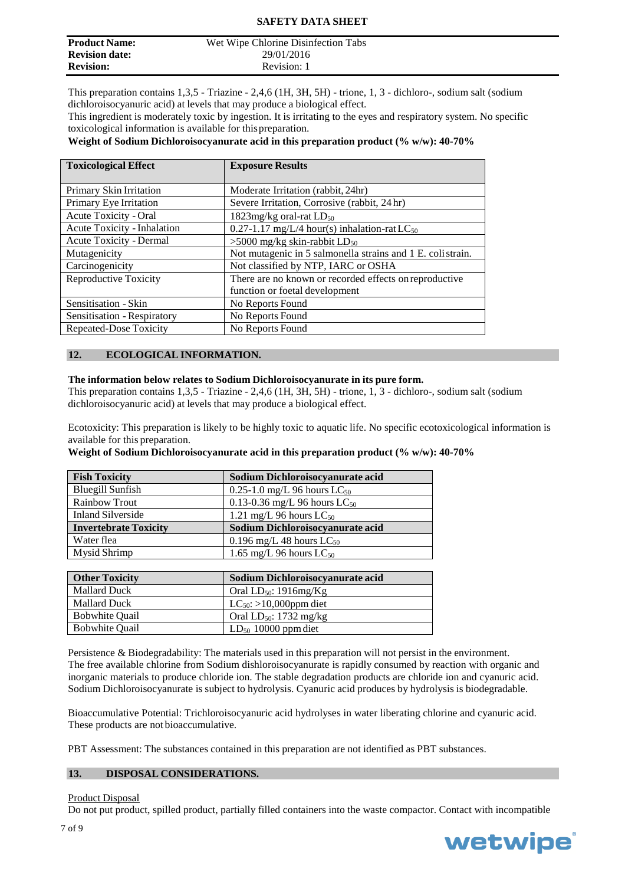**SAFETY DATA SHEET**

| **Product Name:** | Wet Wipe Chlorine Disinfection Tabs |
|---|---|
| **Revision date:** | 29/01/2016 |
| **Revision:** | Revision: 1 |

This preparation contains 1,3,5 - Triazine - 2,4,6 (1H, 3H, 5H) - trione, 1, 3 - dichloro-, sodium salt (sodium dichloroisocyanuric acid) at levels that may produce a biological effect.
This ingredient is moderately toxic by ingestion. It is irritating to the eyes and respiratory system. No specific toxicological information is available for this preparation.
**Weight of Sodium Dichloroisocyanurate acid in this preparation product (% w/w): 40-70%**

| **Toxicological Effect** | **Exposure Results** |
|---|---|
| Primary Skin Irritation | Moderate Irritation (rabbit, 24hr) |
| Primary Eye Irritation | Severe Irritation, Corrosive (rabbit, 24 hr) |
| Acute Toxicity - Oral | 1823mg/kg oral-rat $LD_{50}$ |
| Acute Toxicity - Inhalation | 0.27-1.17 mg/L/4 hour(s) inhalation-rat $LC_{50}$ |
| Acute Toxicity - Dermal | >5000 mg/kg skin-rabbit $LD_{50}$ |
| Mutagenicity | Not mutagenic in 5 salmonella strains and 1 E. coli strain. |
| Carcinogenicity | Not classified by NTP, IARC or OSHA |
| Reproductive Toxicity | There are no known or recorded effects on reproductive function or foetal development |
| Sensitisation - Skin | No Reports Found |
| Sensitisation - Respiratory | No Reports Found |
| Repeated-Dose Toxicity | No Reports Found |

## 12. ECOLOGICAL INFORMATION.

**The information below relates to Sodium Dichloroisocyanurate in its pure form.**
This preparation contains 1,3,5 - Triazine - 2,4,6 (1H, 3H, 5H) - trione, 1, 3 - dichloro-, sodium salt (sodium dichloroisocyanuric acid) at levels that may produce a biological effect.

Ecotoxicity: This preparation is likely to be highly toxic to aquatic life. No specific ecotoxicological information is available for this preparation.
**Weight of Sodium Dichloroisocyanurate acid in this preparation product (% w/w): 40-70%**

| **Fish Toxicity** | **Sodium Dichloroisocyanurate acid** |
|---|---|
| Bluegill Sunfish | 0.25-1.0 mg/L 96 hours $LC_{50}$ |
| Rainbow Trout | 0.13-0.36 mg/L 96 hours $LC_{50}$ |
| Inland Silverside | 1.21 mg/L 96 hours $LC_{50}$ |
| **Invertebrate Toxicity** | **Sodium Dichloroisocyanurate acid** |
| Water flea | 0.196 mg/L 48 hours $LC_{50}$ |
| Mysid Shrimp | 1.65 mg/L 96 hours $LC_{50}$ |

| **Other Toxicity** | **Sodium Dichloroisocyanurate acid** |
|---|---|
| Mallard Duck | Oral $LD_{50}$: 1916mg/Kg |
| Mallard Duck | $LC_{50}$: >10,000ppm diet |
| Bobwhite Quail | Oral $LD_{50}$: 1732 mg/kg |
| Bobwhite Quail | $LD_{50}$ 10000 ppm diet |

Persistence & Biodegradability: The materials used in this preparation will not persist in the environment. The free available chlorine from Sodium dishloroisocyanurate is rapidly consumed by reaction with organic and inorganic materials to produce chloride ion. The stable degradation products are chloride ion and cyanuric acid. Sodium Dichloroisocyanurate is subject to hydrolysis. Cyanuric acid produces by hydrolysis is biodegradable.

Bioaccumulative Potential: Trichloroisocyanuric acid hydrolyses in water liberating chlorine and cyanuric acid. These products are not bioaccumulative.

PBT Assessment: The substances contained in this preparation are not identified as PBT substances.

## 13. DISPOSAL CONSIDERATIONS.

Product Disposal
Do not put product, spilled product, partially filled containers into the waste compactor. Contact with incompatible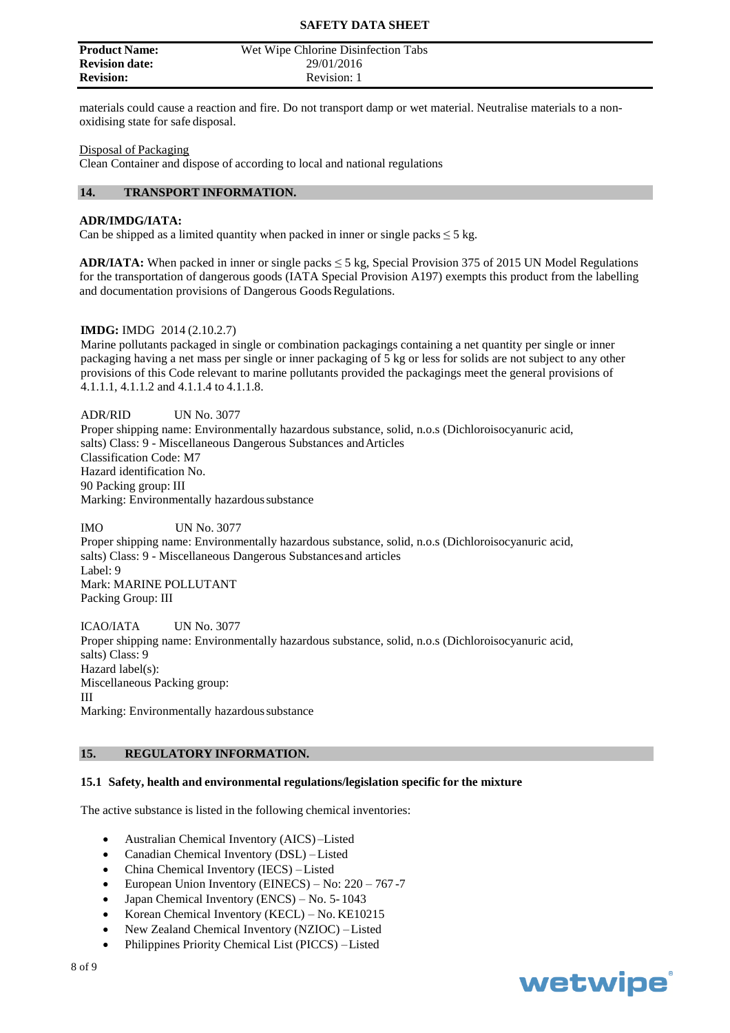materials could cause a reaction and fire. Do not transport damp or wet material. Neutralise materials to a non-oxidising state for safe disposal.

Disposal of Packaging

Clean Container and dispose of according to local and national regulations

## 14. TRANSPORT INFORMATION.

**ADR/IMDG/IATA:**

Can be shipped as a limited quantity when packed in inner or single packs ≤ 5 kg.

**ADR/IATA:** When packed in inner or single packs ≤ 5 kg, Special Provision 375 of 2015 UN Model Regulations for the transportation of dangerous goods (IATA Special Provision A197) exempts this product from the labelling and documentation provisions of Dangerous Goods Regulations.

**IMDG:** IMDG 2014 (2.10.2.7)

Marine pollutants packaged in single or combination packagings containing a net quantity per single or inner packaging having a net mass per single or inner packaging of 5 kg or less for solids are not subject to any other provisions of this Code relevant to marine pollutants provided the packagings meet the general provisions of 4.1.1.1, 4.1.1.2 and 4.1.1.4 to 4.1.1.8.

ADR/RID UN No. 3077

Proper shipping name: Environmentally hazardous substance, solid, n.o.s (Dichloroisocyanuric acid, salts) Class: 9 - Miscellaneous Dangerous Substances and Articles

Classification Code: M7

Hazard identification No.

90 Packing group: III

Marking: Environmentally hazardous substance

IMO UN No. 3077

Proper shipping name: Environmentally hazardous substance, solid, n.o.s (Dichloroisocyanuric acid, salts) Class: 9 - Miscellaneous Dangerous Substances and articles

Label: 9

Mark: MARINE POLLUTANT

Packing Group: III

ICAO/IATA UN No. 3077

Proper shipping name: Environmentally hazardous substance, solid, n.o.s (Dichloroisocyanuric acid, salts) Class: 9

Hazard label(s):

Miscellaneous Packing group:

III

Marking: Environmentally hazardous substance

## 15. REGULATORY INFORMATION.

### 15.1 Safety, health and environmental regulations/legislation specific for the mixture

The active substance is listed in the following chemical inventories:

- Australian Chemical Inventory (AICS) – Listed
- Canadian Chemical Inventory (DSL) – Listed
- China Chemical Inventory (IECS) – Listed
- European Union Inventory (EINECS) – No: 220 – 767 -7
- Japan Chemical Inventory (ENCS) – No. 5- 1043
- Korean Chemical Inventory (KECL) – No. KE10215
- New Zealand Chemical Inventory (NZIOC) – Listed
- Philippines Priority Chemical List (PICCS) – Listed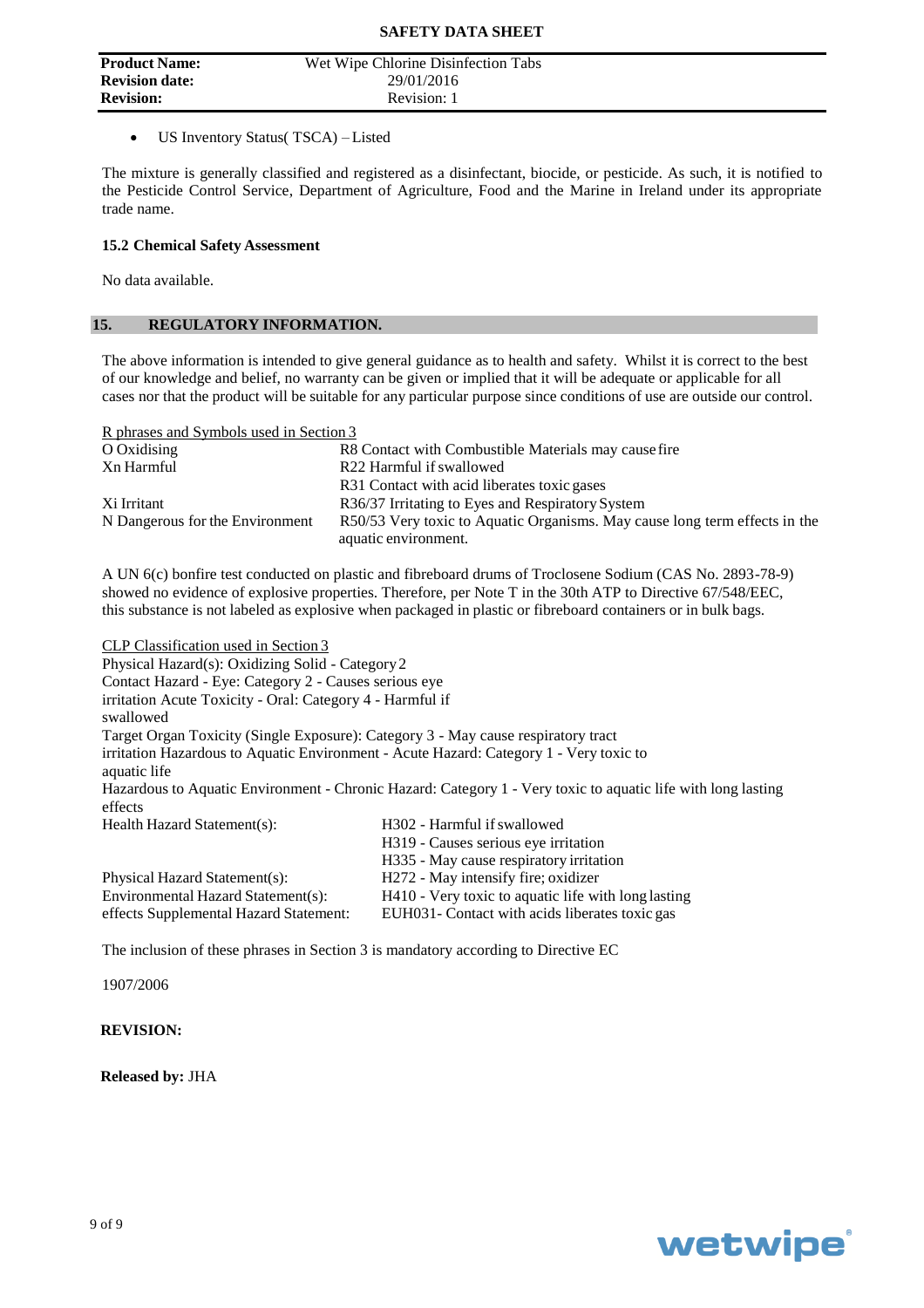- US Inventory Status( TSCA) – Listed

The mixture is generally classified and registered as a disinfectant, biocide, or pesticide. As such, it is notified to the Pesticide Control Service, Department of Agriculture, Food and the Marine in Ireland under its appropriate trade name.

### 15.2 Chemical Safety Assessment

No data available.

## 15. REGULATORY INFORMATION.

The above information is intended to give general guidance as to health and safety. Whilst it is correct to the best of our knowledge and belief, no warranty can be given or implied that it will be adequate or applicable for all cases nor that the product will be suitable for any particular purpose since conditions of use are outside our control.

R phrases and Symbols used in Section 3

| | |
|---|---|
| O Oxidising | R8 Contact with Combustible Materials may cause fire |
| Xn Harmful | R22 Harmful if swallowed |
| | R31 Contact with acid liberates toxic gases |
| Xi Irritant | R36/37 Irritating to Eyes and Respiratory System |
| N Dangerous for the Environment | R50/53 Very toxic to Aquatic Organisms. May cause long term effects in the aquatic environment. |

A UN 6(c) bonfire test conducted on plastic and fibreboard drums of Troclosene Sodium (CAS No. 2893-78-9) showed no evidence of explosive properties. Therefore, per Note T in the 30th ATP to Directive 67/548/EEC, this substance is not labeled as explosive when packaged in plastic or fibreboard containers or in bulk bags.

CLP Classification used in Section 3

Physical Hazard(s): Oxidizing Solid - Category 2
Contact Hazard - Eye: Category 2 - Causes serious eye irritation Acute Toxicity - Oral: Category 4 - Harmful if swallowed
Target Organ Toxicity (Single Exposure): Category 3 - May cause respiratory tract irritation Hazardous to Aquatic Environment - Acute Hazard: Category 1 - Very toxic to aquatic life
Hazardous to Aquatic Environment - Chronic Hazard: Category 1 - Very toxic to aquatic life with long lasting effects

| | |
|---|---|
| Health Hazard Statement(s): | H302 - Harmful if swallowed |
| | H319 - Causes serious eye irritation |
| | H335 - May cause respiratory irritation |
| Physical Hazard Statement(s): | H272 - May intensify fire; oxidizer |
| Environmental Hazard Statement(s): | H410 - Very toxic to aquatic life with long lasting |
| effects Supplemental Hazard Statement: | EUH031- Contact with acids liberates toxic gas |

The inclusion of these phrases in Section 3 is mandatory according to Directive EC

1907/2006

**REVISION:**

**Released by:** JHA